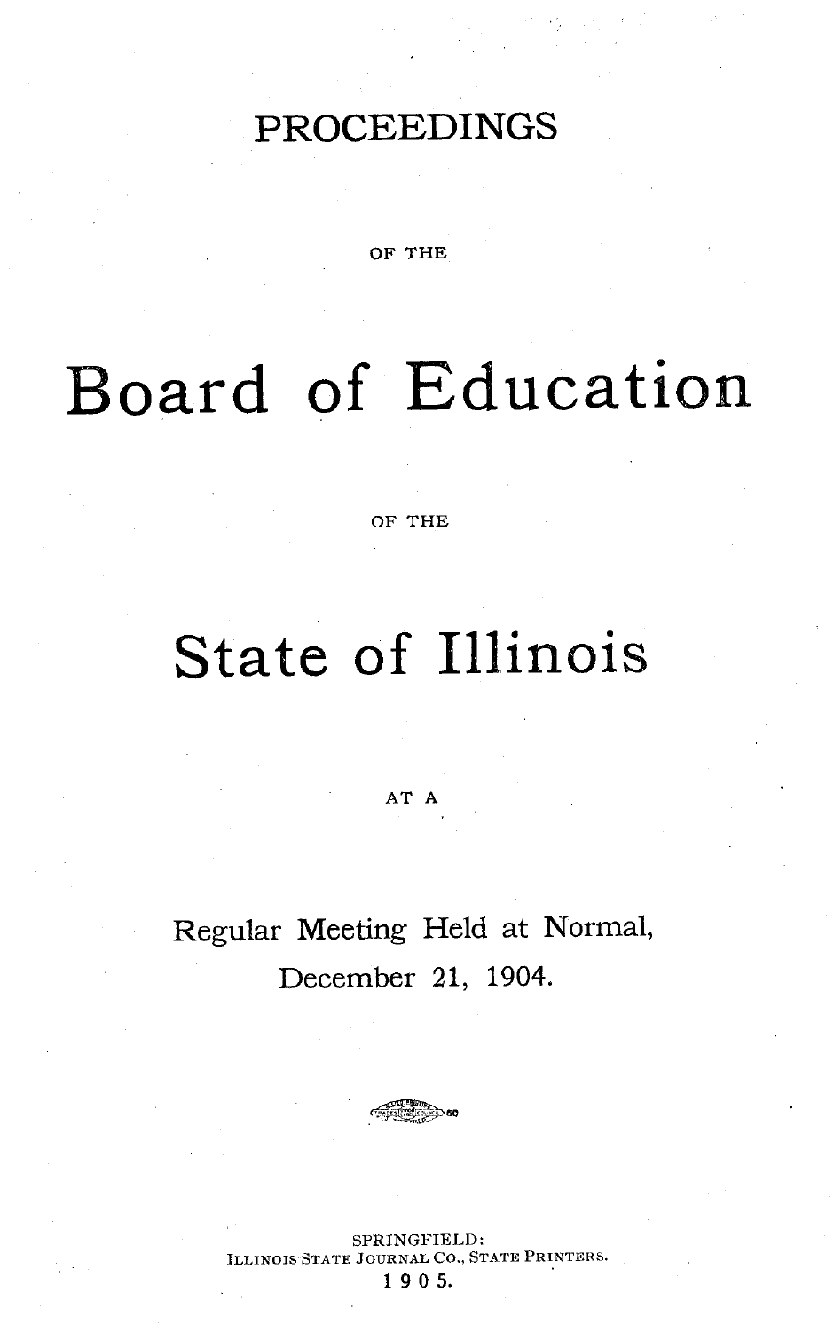# PROCEEDINGS

OF THE

# Board of Education

OF THE

# State of Illinois

AT A

Regular Meeting Held at Normal,

December 21, 1904.

SPRINGFIELD:
ILLINOIS STATE JOURNAL CO., STATE PRINTERS.
1905.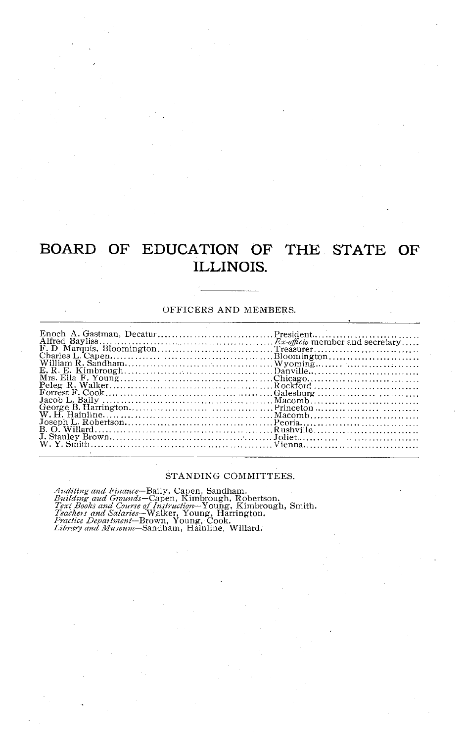# BOARD OF EDUCATION OF THE STATE OF ILLINOIS.

## OFFICERS AND MEMBERS.

| | |
|---|---|
| Enoch A. Gastman, Decatur | President |
| Alfred Bayliss | *Ex-officio* member and secretary |
| F. D Marquis, Bloomington | Treasurer |
| Charles L. Capen | Bloomington |
| William R. Sandham | Wyoming |
| E. R. E. Kimbrough | Danville |
| Mrs. Ella F. Young | Chicago |
| Peleg R. Walker | Rockford |
| Forrest F. Cook | Galesburg |
| Jacob L. Baily | Macomb |
| George B. Harrington | Princeton |
| W. H. Hainline | Macomb |
| Joseph L. Robertson | Peoria |
| B. O. Willard | Rushville |
| J. Stanley Brown | Joliet |
| W. Y. Smith | Vienna |

## STANDING COMMITTEES.

*Auditing and Finance*—Baily, Capen, Sandham.
*Building and Grounds*—Capen, Kimbrough, Robertson.
*Text Books and Course of Instruction*—Young, Kimbrough, Smith.
*Teachers and Salaries*—Walker, Young, Harrington.
*Practice Department*—Brown, Young, Cook.
*Library and Museum*—Sandham, Hainline, Willard.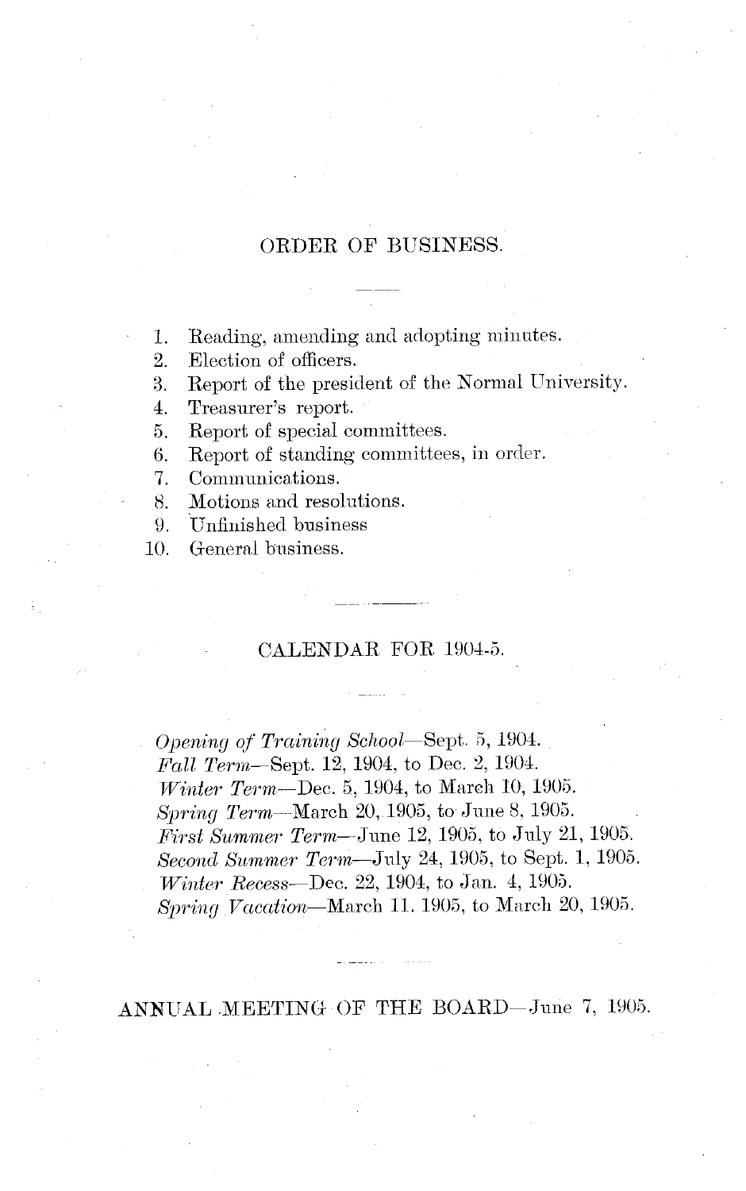## ORDER OF BUSINESS.

1. Reading, amending and adopting minutes.
2. Election of officers.
3. Report of the president of the Normal University.
4. Treasurer's report.
5. Report of special committees.
6. Report of standing committees, in order.
7. Communications.
8. Motions and resolutions.
9. Unfinished business
10. General business.

## CALENDAR FOR 1904-5.

*Opening of Training School*—Sept. 5, 1904.
*Fall Term*—Sept. 12, 1904, to Dec. 2, 1904.
*Winter Term*—Dec. 5, 1904, to March 10, 1905.
*Spring Term*—March 20, 1905, to June 8, 1905.
*First Summer Term*—June 12, 1905, to July 21, 1905.
*Second Summer Term*—July 24, 1905, to Sept. 1, 1905.
*Winter Recess*—Dec. 22, 1904, to Jan. 4, 1905.
*Spring Vacation*—March 11. 1905, to March 20, 1905.

ANNUAL MEETING OF THE BOARD—June 7, 1905.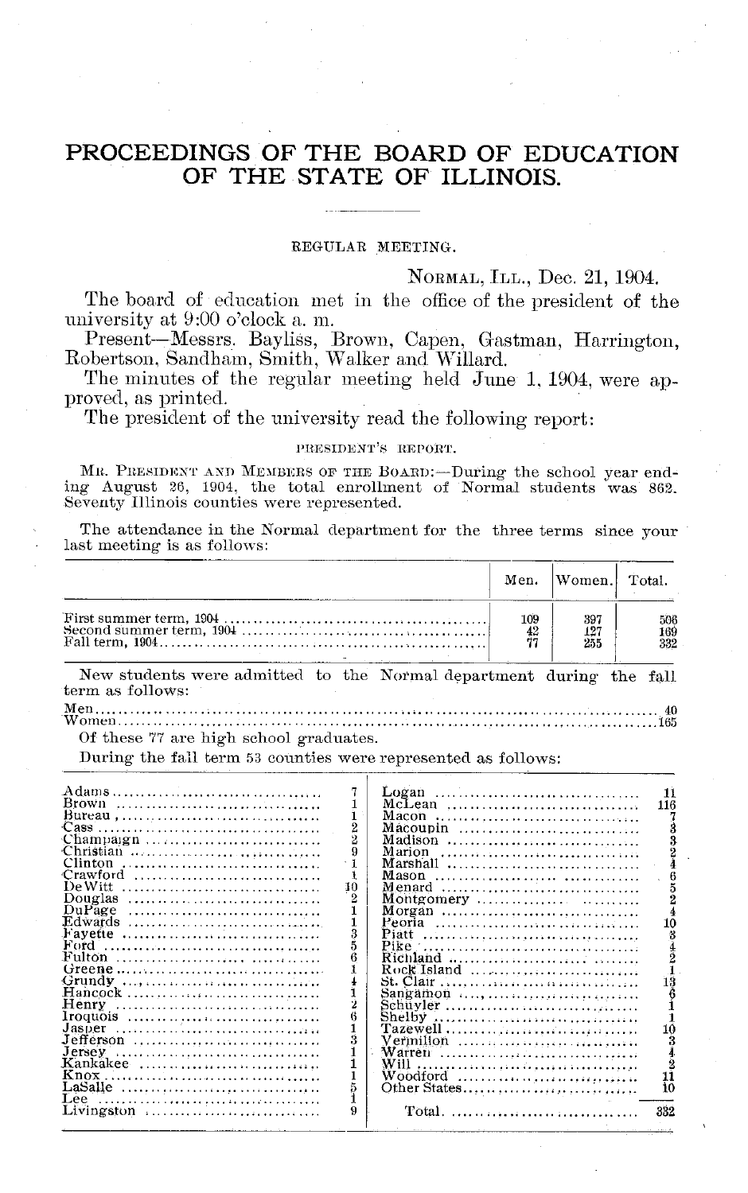# PROCEEDINGS OF THE BOARD OF EDUCATION OF THE STATE OF ILLINOIS.

REGULAR MEETING.

NORMAL, ILL., Dec. 21, 1904.

The board of education met in the office of the president of the university at 9:00 o'clock a. m.

Present—Messrs. Bayliss, Brown, Capen, Gastman, Harrington, Robertson, Sandham, Smith, Walker and Willard.

The minutes of the regular meeting held June 1, 1904, were approved, as printed.

The president of the university read the following report:

PRESIDENT'S REPORT.

MR. PRESIDENT AND MEMBERS OF THE BOARD:—During the school year ending August 26, 1904, the total enrollment of Normal students was 862. Seventy Illinois counties were represented.

The attendance in the Normal department for the three terms since your last meeting is as follows:

| | Men. | Women. | Total. |
|---|---|---|---|
| First summer term, 1904 | 109 | 397 | 506 |
| Second summer term, 1904 | 42 | 127 | 169 |
| Fall term, 1904 | 77 | 255 | 332 |

New students were admitted to the Normal department during the fall term as follows:

Men ........ 40
Women ........ 165

Of these 77 are high school graduates.

During the fall term 53 counties were represented as follows:

| County | No. | County | No. |
|---|---|---|---|
| Adams | 7 | Logan | 11 |
| Brown | 1 | McLean | 116 |
| Bureau | 1 | Macon | 7 |
| Cass | 2 | Macoupin | 3 |
| Champaign | 2 | Madison | 3 |
| Christian | 9 | Marion | 2 |
| Clinton | 1 | Marshall | 4 |
| Crawford | 1 | Mason | 6 |
| DeWitt | 10 | Menard | 5 |
| Douglas | 2 | Montgomery | 2 |
| DuPage | 1 | Morgan | 4 |
| Edwards | 1 | Peoria | 10 |
| Fayette | 3 | Piatt | 3 |
| Ford | 5 | Pike | 4 |
| Fulton | 6 | Richland | 2 |
| Greene | 1 | Rock Island | 1 |
| Grundy | 4 | St. Clair | 13 |
| Hancock | 1 | Sangamon | 6 |
| Henry | 2 | Schuyler | 1 |
| Iroquois | 6 | Shelby | 1 |
| Jasper | 1 | Tazewell | 10 |
| Jefferson | 3 | Vermilion | 3 |
| Jersey | 1 | Warren | 4 |
| Kankakee | 1 | Will | 2 |
| Knox | 1 | Woodford | 11 |
| LaSalle | 5 | Other States | 10 |
| Lee | 1 | | |
| Livingston | 9 | Total | 332 |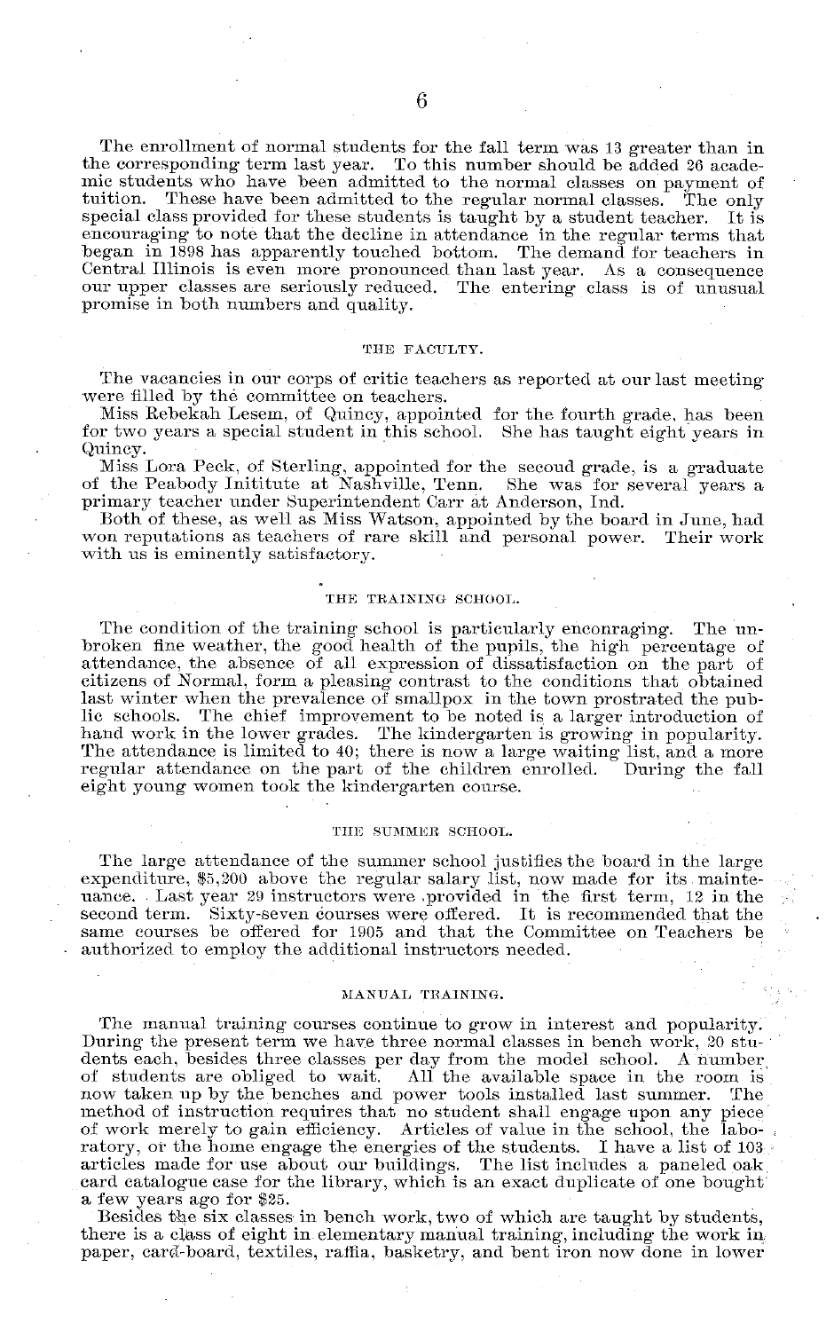The enrollment of normal students for the fall term was 13 greater than in the corresponding term last year. To this number should be added 26 academic students who have been admitted to the normal classes on payment of tuition. These have been admitted to the regular normal classes. The only special class provided for these students is taught by a student teacher. It is encouraging to note that the decline in attendance in the regular terms that began in 1898 has apparently touched bottom. The demand for teachers in Central Illinois is even more pronounced than last year. As a consequence our upper classes are seriously reduced. The entering class is of unusual promise in both numbers and quality.

### THE FACULTY.

The vacancies in our corps of critic teachers as reported at our last meeting were filled by the committee on teachers.

Miss Rebekah Lesem, of Quincy, appointed for the fourth grade, has been for two years a special student in this school. She has taught eight years in Quincy.

Miss Lora Peck, of Sterling, appointed for the second grade, is a graduate of the Peabody Inititute at Nashville, Tenn. She was for several years a primary teacher under Superintendent Carr at Anderson, Ind.

Both of these, as well as Miss Watson, appointed by the board in June, had won reputations as teachers of rare skill and personal power. Their work with us is eminently satisfactory.

### THE TRAINING SCHOOL.

The condition of the training school is particularly enconraging. The unbroken fine weather, the good health of the pupils, the high percentage of attendance, the absence of all expression of dissatisfaction on the part of citizens of Normal, form a pleasing contrast to the conditions that obtained last winter when the prevalence of smallpox in the town prostrated the public schools. The chief improvement to be noted is a larger introduction of hand work in the lower grades. The kindergarten is growing in popularity. The attendance is limited to 40; there is now a large waiting list, and a more regular attendance on the part of the children enrolled. During the fall eight young women took the kindergarten course.

### THE SUMMER SCHOOL.

The large attendance of the summer school justifies the board in the large expenditure, $5,200 above the regular salary list, now made for its maintenance. Last year 29 instructors were provided in the first term, 12 in the second term. Sixty-seven courses were offered. It is recommended that the same courses be offered for 1905 and that the Committee on Teachers be authorized to employ the additional instructors needed.

### MANUAL TRAINING.

The manual training courses continue to grow in interest and popularity. During the present term we have three normal classes in bench work, 20 students each, besides three classes per day from the model school. A number of students are obliged to wait. All the available space in the room is now taken up by the benches and power tools installed last summer. The method of instruction requires that no student shall engage upon any piece of work merely to gain efficiency. Articles of value in the school, the laboratory, or the home engage the energies of the students. I have a list of 103 articles made for use about our buildings. The list includes a paneled oak card catalogue case for the library, which is an exact duplicate of one bought a few years ago for $25.

Besides the six classes in bench work, two of which are taught by students, there is a class of eight in elementary manual training, including the work in paper, card-board, textiles, raffia, basketry, and bent iron now done in lower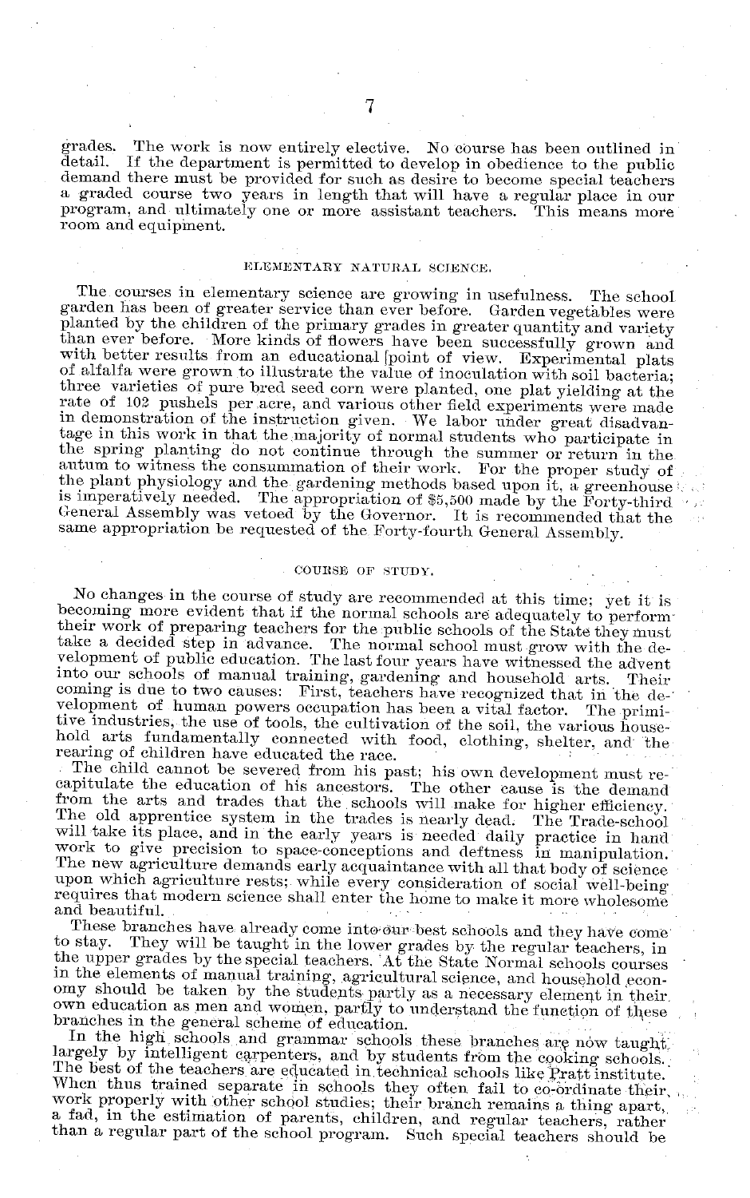grades. The work is now entirely elective. No course has been outlined in detail. If the department is permitted to develop in obedience to the public demand there must be provided for such as desire to become special teachers a graded course two years in length that will have a regular place in our program, and ultimately one or more assistant teachers. This means more room and equipment.

## ELEMENTARY NATURAL SCIENCE.

The courses in elementary science are growing in usefulness. The school garden has been of greater service than ever before. Garden vegetables were planted by the children of the primary grades in greater quantity and variety than ever before. More kinds of flowers have been successfully grown and with better results from an educational [point of view. Experimental plats of alfalfa were grown to illustrate the value of inoculation with soil bacteria; three varieties of pure bred seed corn were planted, one plat yielding at the rate of 102 pushels per acre, and various other field experiments were made in demonstration of the instruction given. We labor under great disadvantage in this work in that the majority of normal students who participate in the spring planting do not continue through the summer or return in the autum to witness the consummation of their work. For the proper study of the plant physiology and the gardening methods based upon it, a greenhouse is imperatively needed. The appropriation of $5,500 made by the Forty-third General Assembly was vetoed by the Governor. It is recommended that the same appropriation be requested of the Forty-fourth General Assembly.

## COURSE OF STUDY.

No changes in the course of study are recommended at this time; yet it is becoming more evident that if the normal schools are adequately to perform their work of preparing teachers for the public schools of the State they must take a decided step in advance. The normal school must grow with the development of public education. The last four years have witnessed the advent into our schools of manual training, gardening and household arts. Their coming is due to two causes: First, teachers have recognized that in the development of human powers occupation has been a vital factor. The primitive industries, the use of tools, the cultivation of the soil, the various household arts fundamentally connected with food, clothing, shelter, and the rearing of children have educated the race.

The child cannot be severed from his past; his own development must recapitulate the education of his ancestors. The other cause is the demand from the arts and trades that the schools will make for higher efficiency. The old apprentice system in the trades is nearly dead. The Trade-school will take its place, and in the early years is needed daily practice in hand work to give precision to space-conceptions and deftness in manipulation. The new agriculture demands early acquaintance with all that body of science upon which agriculture rests; while every consideration of social well-being requires that modern science shall enter the home to make it more wholesome and beautiful.

These branches have already come into our best schools and they have come to stay. They will be taught in the lower grades by the regular teachers, in the upper grades by the special teachers. At the State Normal schools courses in the elements of manual training, agricultural science, and household economy should be taken by the students partly as a necessary element in their own education as men and women, partly to understand the function of these branches in the general scheme of education.

In the high schools and grammar schools these branches are now taught largely by intelligent carpenters, and by students from the cooking schools. The best of the teachers are educated in technical schools like Pratt institute. When thus trained separate in schools they often fail to co-ördinate their work properly with other school studies; their branch remains a thing apart, a fad, in the estimation of parents, children, and regular teachers, rather than a regular part of the school program. Such special teachers should be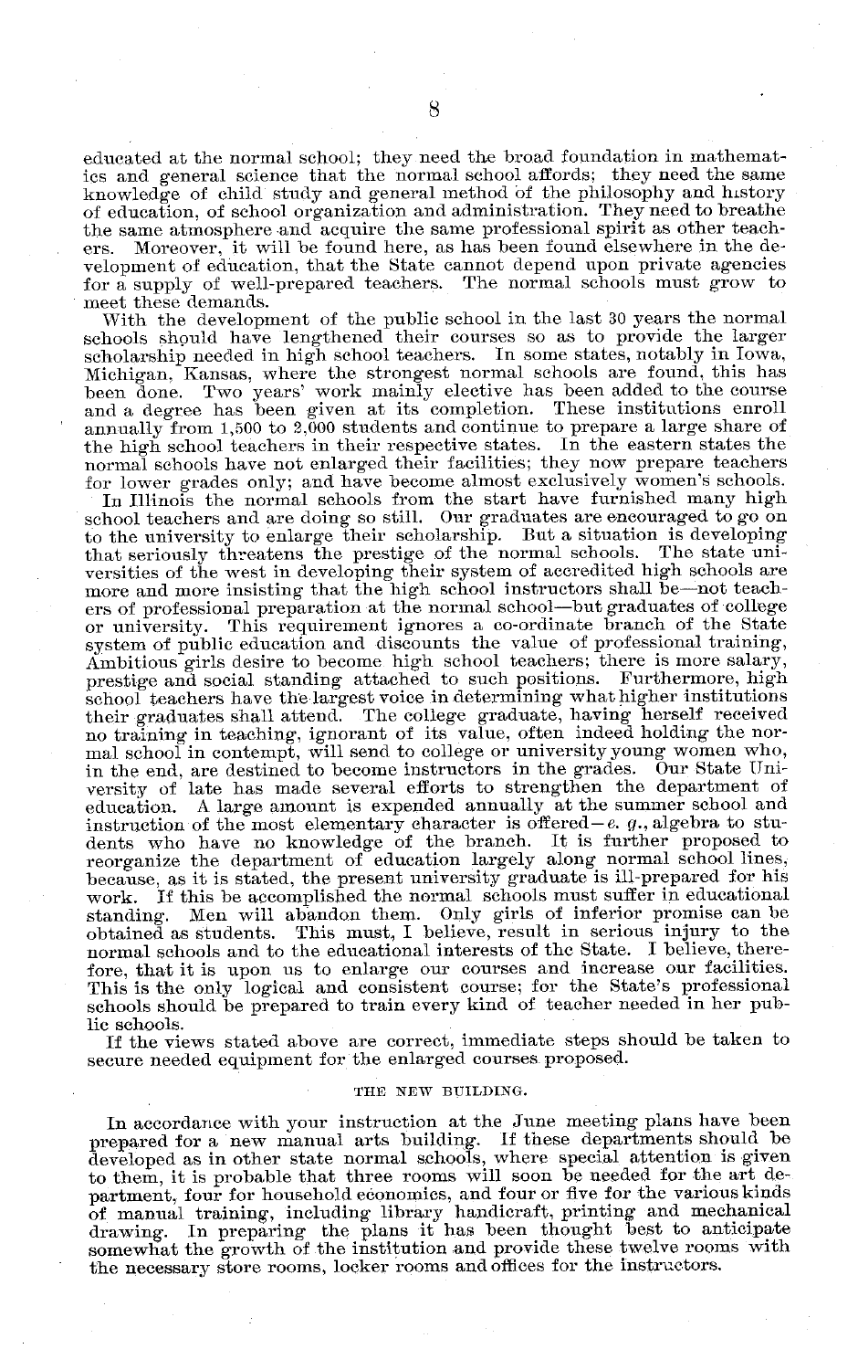educated at the normal school; they need the broad foundation in mathematics and general science that the normal school affords; they need the same knowledge of child study and general method of the philosophy and history of education, of school organization and administration. They need to breathe the same atmosphere and acquire the same professional spirit as other teachers. Moreover, it will be found here, as has been found elsewhere in the development of education, that the State cannot depend upon private agencies for a supply of well-prepared teachers. The normal schools must grow to meet these demands.

With the development of the public school in the last 30 years the normal schools should have lengthened their courses so as to provide the larger scholarship needed in high school teachers. In some states, notably in Iowa, Michigan, Kansas, where the strongest normal schools are found, this has been done. Two years' work mainly elective has been added to the course and a degree has been given at its completion. These institutions enroll annually from 1,500 to 2,000 students and continue to prepare a large share of the high school teachers in their respective states. In the eastern states the normal schools have not enlarged their facilities; they now prepare teachers for lower grades only; and have become almost exclusively women's schools.

In Illinois the normal schools from the start have furnished many high school teachers and are doing so still. Our graduates are encouraged to go on to the university to enlarge their scholarship. But a situation is developing that seriously threatens the prestige of the normal schools. The state universities of the west in developing their system of accredited high schools are more and more insisting that the high school instructors shall be—not teachers of professional preparation at the normal school—but graduates of college or university. This requirement ignores a co-ordinate branch of the State system of public education and discounts the value of professional training. Ambitious girls desire to become high school teachers; there is more salary, prestige and social standing attached to such positions. Furthermore, high school teachers have the largest voice in determining what higher institutions their graduates shall attend. The college graduate, having herself received no training in teaching, ignorant of its value, often indeed holding the normal school in contempt, will send to college or university young women who, in the end, are destined to become instructors in the grades. Our State University of late has made several efforts to strengthen the department of education. A large amount is expended annually at the summer school and instruction of the most elementary character is offered—*e. g.*, algebra to students who have no knowledge of the branch. It is further proposed to reorganize the department of education largely along normal school lines, because, as it is stated, the present university graduate is ill-prepared for his work. If this be accomplished the normal schools must suffer in educational standing. Men will abandon them. Only girls of inferior promise can be obtained as students. This must, I believe, result in serious injury to the normal schools and to the educational interests of the State. I believe, therefore, that it is upon us to enlarge our courses and increase our facilities. This is the only logical and consistent course; for the State's professional schools should be prepared to train every kind of teacher needed in her public schools.

If the views stated above are correct, immediate steps should be taken to secure needed equipment for the enlarged courses proposed.

## THE NEW BUILDING.

In accordance with your instruction at the June meeting plans have been prepared for a new manual arts building. If these departments should be developed as in other state normal schools, where special attention is given to them, it is probable that three rooms will soon be needed for the art department, four for household economics, and four or five for the various kinds of manual training, including library handicraft, printing and mechanical drawing. In preparing the plans it has been thought best to anticipate somewhat the growth of the institution and provide these twelve rooms with the necessary store rooms, locker rooms and offices for the instructors.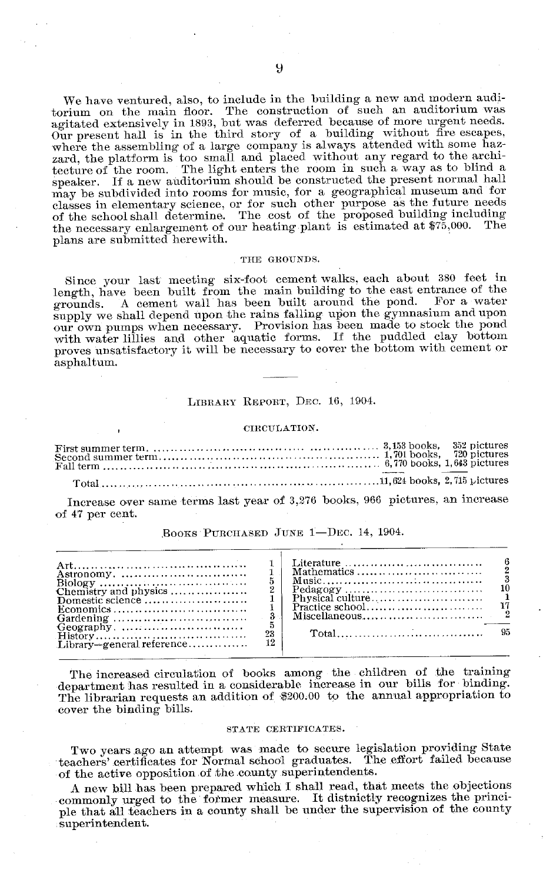We have ventured, also, to include in the building a new and modern auditorium on the main floor. The construction of such an auditorium was agitated extensively in 1893, but was deferred because of more urgent needs. Our present hall is in the third story of a building without fire escapes, where the assembling of a large company is always attended with some hazard, the platform is too small and placed without any regard to the architecture of the room. The light enters the room in such a way as to blind a speaker. If a new auditorium should be constructed the present normal hall may be subdivided into rooms for music, for a geographical museum and for classes in elementary science, or for such other purpose as the future needs of the school shall determine. The cost of the proposed building including the necessary enlargement of our heating plant is estimated at $75,000. The plans are submitted herewith.

### THE GROUNDS.

Since your last meeting six-foot cement walks, each about 380 feet in length, have been built from the main building to the east entrance of the grounds. A cement wall has been built around the pond. For a water supply we shall depend upon the rains falling upon the gymnasium and upon our own pumps when necessary. Provision has been made to stock the pond with water lillies and other aquatic forms. If the puddled clay bottom proves unsatisfactory it will be necessary to cover the bottom with cement or asphaltum.

---

## LIBRARY REPORT, DEC. 16, 1904.

### CIRCULATION.

| | Books | Pictures |
|---|---|---|
| First summer term | 3,153 books, | 352 pictures |
| Second summer term | 1,701 books, | 720 pictures |
| Fall term | 6,770 books, | 1,643 pictures |
| Total | 11,624 books, | 2,715 pictures |

Increase over same terms last year of 3,276 books, 966 pictures, an increase of 47 per cent.

### BOOKS PURCHASED JUNE 1—DEC. 14, 1904.

| Subject | No. | Subject | No. |
|---|---|---|---|
| Art | 1 | Literature | 6 |
| Astronomy | 1 | Mathematics | 2 |
| Biology | 5 | Music | 3 |
| Chemistry and physics | 2 | Pedagogy | 10 |
| Domestic science | 1 | Physical culture | 1 |
| Economics | 1 | Practice school | 17 |
| Gardening | 3 | Miscellaneous | 2 |
| Geography | 5 | | |
| History | 23 | Total | 95 |
| Library—general reference | 12 | | |

The increased circulation of books among the children of the training department has resulted in a considerable increase in our bills for binding. The librarian requests an addition of $200.00 to the annual appropriation to cover the binding bills.

### STATE CERTIFICATES.

Two years ago an attempt was made to secure legislation providing State teachers' certificates for Normal school graduates. The effort failed because of the active opposition of the county superintendents.

A new bill has been prepared which I shall read, that meets the objections commonly urged to the former measure. It distnictly recognizes the principle that all teachers in a county shall be under the supervision of the county superintendent.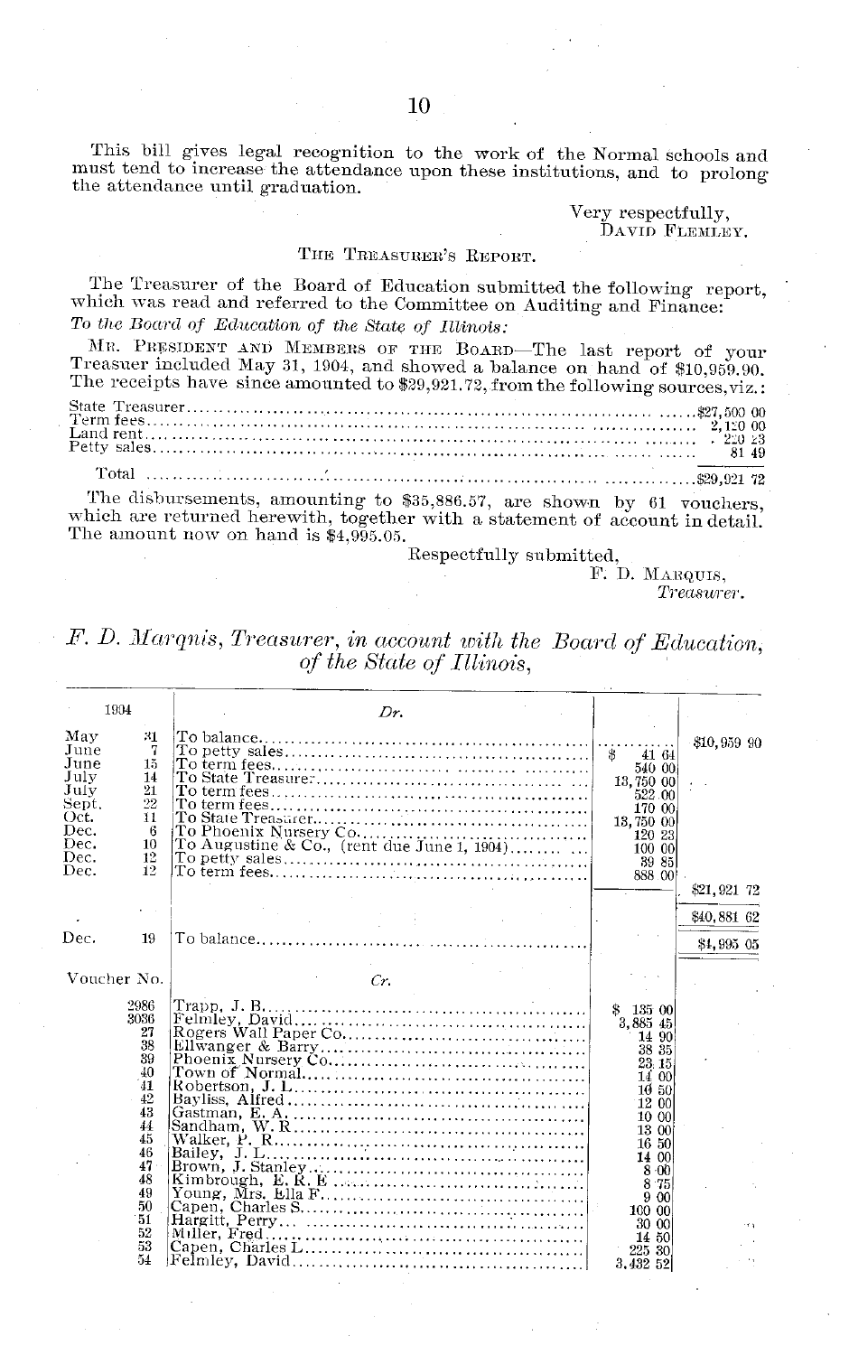This bill gives legal recognition to the work of the Normal schools and must tend to increase the attendance upon these institutions, and to prolong the attendance until graduation.

Very respectfully,
DAVID FLEMLEY.

## THE TREASURER'S REPORT.

The Treasurer of the Board of Education submitted the following report, which was read and referred to the Committee on Auditing and Finance:

*To the Board of Education of the State of Illinois:*

MR. PRESIDENT AND MEMBERS OF THE BOARD—The last report of your Treasurer included May 31, 1904, and showed a balance on hand of $10,959.90. The receipts have since amounted to $29,921.72, from the following sources, viz.:

| | |
|---|---|
| State Treasurer | $27,500 00 |
| Term fees | 2,120 00 |
| Land rent | 220 23 |
| Petty sales | 81 49 |
| Total | $29,921 72 |

The disbursements, amounting to $35,886.57, are shown by 61 vouchers, which are returned herewith, together with a statement of account in detail. The amount now on hand is $4,995.05.

Respectfully submitted,
F. D. MARQUIS,
*Treasurer.*

## *F. D. Marquis, Treasurer, in account with the Board of Education, of the State of Illinois,*

| 1904 | | Dr. | | |
|---|---|---|---|---|
| May | 31 | To balance | | $10,959 90 |
| June | 7 | To petty sales | $ 41 64 | |
| June | 15 | To term fees | 540 00 | |
| July | 14 | To State Treasurer | 13,750 00 | |
| July | 21 | To term fees | 522 00 | |
| Sept. | 22 | To term fees | 170 00 | |
| Oct. | 11 | To State Treasurer | 13,750 00 | |
| Dec. | 6 | To Phoenix Nursery Co. | 120 23 | |
| Dec. | 10 | To Augustine & Co., (rent due June 1, 1904) | 100 00 | |
| Dec. | 12 | To petty sales | 39 85 | |
| Dec. | 12 | To term fees | 888 00 | |
| | | | | $21,921 72 |
| | | | | $40,881 62 |
| Dec. | 19 | To balance | | $4,995 05 |

| Voucher No. | Cr. | | |
|---|---|---|---|
| 2986 | Trapp, J. B. | $ 135 00 | |
| 3036 | Felmley, David | 3,885 45 | |
| 27 | Rogers Wall Paper Co. | 14 90 | |
| 38 | Ellwanger & Barry | 38 35 | |
| 39 | Phoenix Nursery Co. | 23 15 | |
| 40 | Town of Normal | 14 00 | |
| 41 | Robertson, J. L. | 16 50 | |
| 42 | Bayliss, Alfred | 12 00 | |
| 43 | Gastman, E. A. | 10 00 | |
| 44 | Sandham, W. R. | 13 00 | |
| 45 | Walker, P. R. | 16 50 | |
| 46 | Bailey, J. L. | 14 00 | |
| 47 | Brown, J. Stanley | 8 00 | |
| 48 | Kimbrough, E. R. E | 8 75 | |
| 49 | Young, Mrs. Ella F. | 9 00 | |
| 50 | Capen, Charles S. | 100 00 | |
| 51 | Hargitt, Perry | 30 00 | |
| 52 | Miller, Fred | 14 50 | |
| 53 | Capen, Charles L. | 225 30 | |
| 54 | Felmley, David | 3,432 52 | |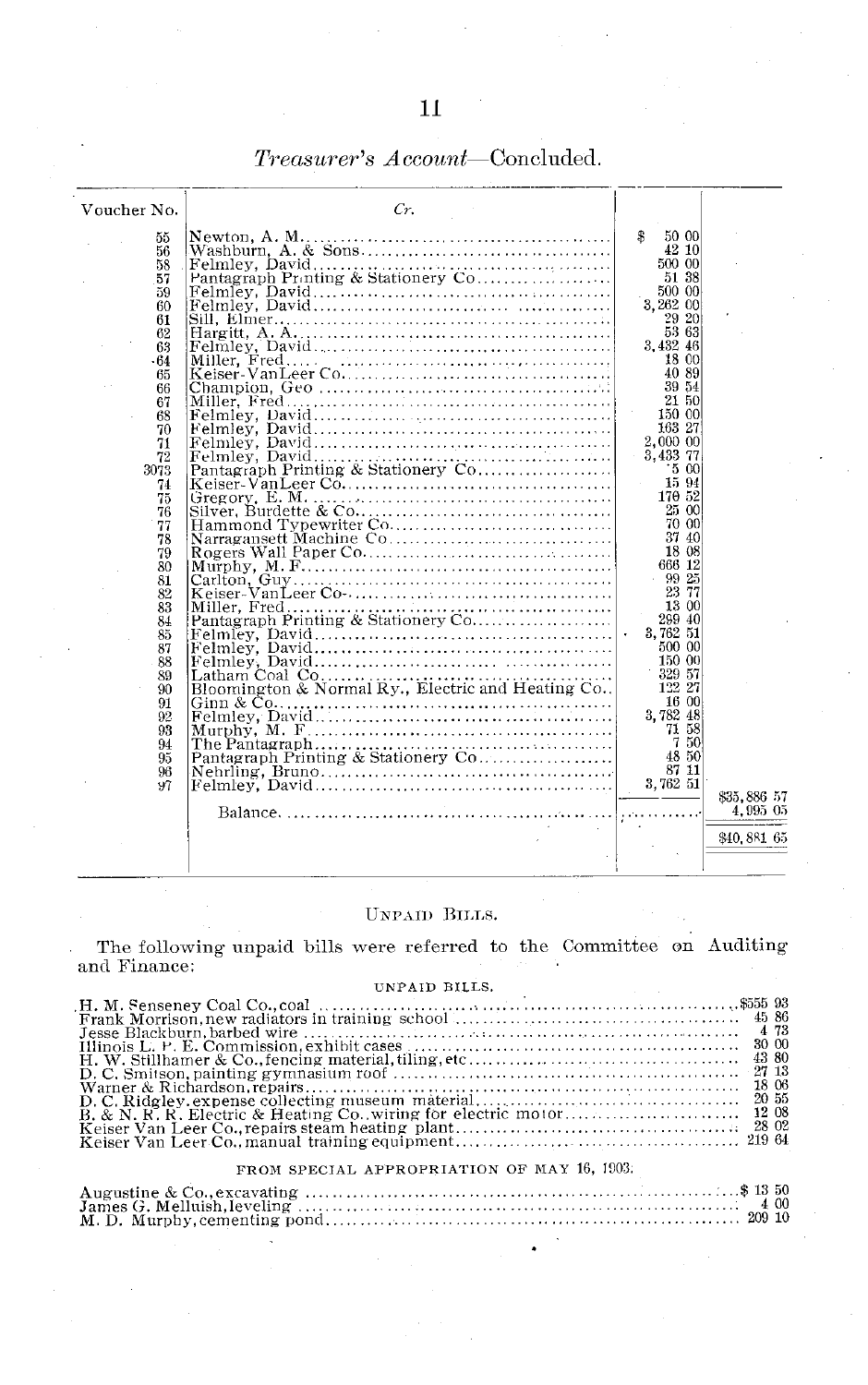*Treasurer's Account*—Concluded.

| Voucher No. | Cr. | | |
|---|---|---|---|
| 55 | Newton, A. M. | $ 50 00 | |
| 56 | Washburn, A. & Sons | 42 10 | |
| 58 | Felmley, David | 500 00 | |
| 57 | Pantagraph Printing & Stationery Co | 51 38 | |
| 59 | Felmley, David | 500 00 | |
| 60 | Felmley, David | 3,262 00 | |
| 61 | Sill, Elmer | 29 20 | |
| 62 | Hargitt, A. A. | 53 63 | |
| 63 | Felmley, David | 3,432 46 | |
| 64 | Miller, Fred | 18 00 | |
| 65 | Keiser-VanLeer Co | 40 89 | |
| 66 | Champion, Geo | 39 54 | |
| 67 | Miller, Fred | 21 50 | |
| 68 | Felmley, David | 150 00 | |
| 70 | Felmley, David | 163 27 | |
| 71 | Felmley, David | 2,000 00 | |
| 72 | Felmley, David | 3,433 77 | |
| 3073 | Pantagraph Printing & Stationery Co | 5 00 | |
| 74 | Keiser-VanLeer Co | 15 94 | |
| 75 | Gregory, E. M. | 170 52 | |
| 76 | Silver, Burdette & Co | 25 00 | |
| 77 | Hammond Typewriter Co | 70 00 | |
| 78 | Narragansett Machine Co | 37 40 | |
| 79 | Rogers Wall Paper Co | 18 08 | |
| 80 | Murphy, M. F. | 666 12 | |
| 81 | Carlton, Guy | 99 25 | |
| 82 | Keiser-VanLeer Co | 23 77 | |
| 83 | Miller, Fred | 13 00 | |
| 84 | Pantagraph Printing & Stationery Co | 299 40 | |
| 85 | Felmley, David | 3,762 51 | |
| 87 | Felmley, David | 500 00 | |
| 88 | Felmley, David | 150 00 | |
| 89 | Latham Coal Co | 329 57 | |
| 90 | Bloomington & Normal Ry., Electric and Heating Co | 122 27 | |
| 91 | Ginn & Co | 16 00 | |
| 92 | Felmley, David | 3,782 48 | |
| 93 | Murphy, M. F. | 71 58 | |
| 94 | The Pantagraph | 7 50 | |
| 95 | Pantagraph Printing & Stationery Co | 48 50 | |
| 96 | Nehrling, Bruno | 87 11 | |
| 97 | Felmley, David | 3,762 51 | |
| | | | $35,886 57 |
| | Balance | | 4,995 05 |
| | | | $40,881 65 |

UNPAID BILLS.

The following unpaid bills were referred to the Committee on Auditing and Finance:

UNPAID BILLS.

| | |
|---|---|
| H. M. Senseney Coal Co., coal | $555 93 |
| Frank Morrison, new radiators in training school | 45 86 |
| Jesse Blackburn, barbed wire | 4 73 |
| Illinois L. P. E. Commission, exhibit cases | 30 00 |
| H. W. Stillhamer & Co., fencing material, tiling, etc | 43 80 |
| D. C. Smitson, painting gymnasium roof | 27 13 |
| Warner & Richardson, repairs | 18 06 |
| D. C. Ridgley, expense collecting museum material | 20 55 |
| B. & N. R. R. Electric & Heating Co., wiring for electric motor | 12 08 |
| Keiser Van Leer Co., repairs steam heating plant | 28 02 |
| Keiser Van Leer Co., manual training equipment | 219 64 |

FROM SPECIAL APPROPRIATION OF MAY 16, 1903.

| | |
|---|---|
| Augustine & Co., excavating | $ 13 50 |
| James G. Melluish, leveling | 4 00 |
| M. D. Murphy, cementing pond | 209 10 |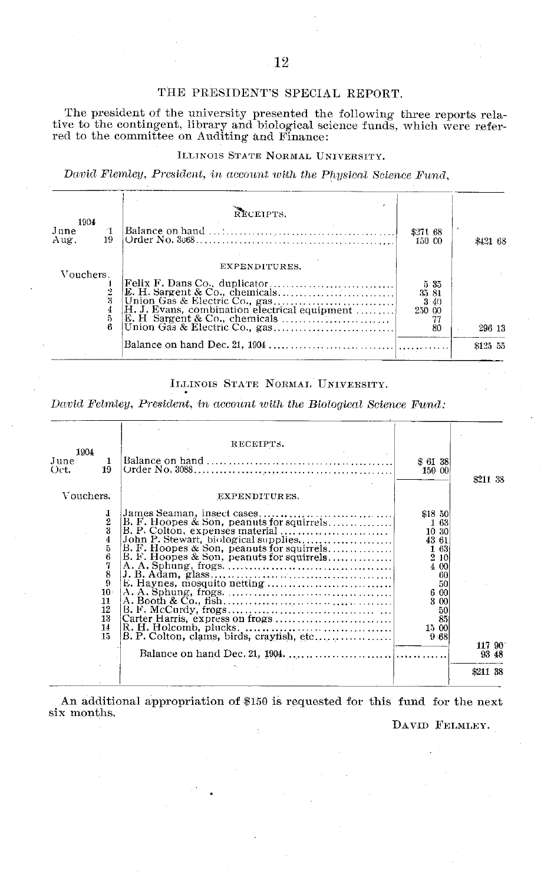## THE PRESIDENT'S SPECIAL REPORT.

The president of the university presented the following three reports relative to the contingent, library and biological science funds, which were referred to the committee on Auditing and Finance:

ILLINOIS STATE NORMAL UNIVERSITY.

*David Flemley, President, in account with the Physical Science Fund,*

| 1904 | RECEIPTS. | | |
|---|---|---|---|
| June 1 | Balance on hand | $271 68 | |
| Aug. 19 | Order No. 3068 | 150 00 | $421 68 |
| | EXPENDITURES. | | |
| Vouchers. | | | |
| 1 | Felix F. Dans Co., duplicator | 5 35 | |
| 2 | E. H. Sargent & Co., chemicals | 35 81 | |
| 3 | Union Gas & Electric Co., gas | 3 40 | |
| 4 | H. J. Evans, combination electrical equipment | 250 00 | |
| 5 | E. H Sargent & Co., chemicals | 77 | |
| 6 | Union Gas & Electric Co., gas | 80 | 296 13 |
| | Balance on hand Dec. 21, 1904 | ............ | $125 55 |

ILLINOIS STATE NORMAL UNIVERSITY.

*David Felmley, President, in account with the Biological Science Fund:*

| 1904 | RECEIPTS. | | |
|---|---|---|---|
| June 1 | Balance on hand | $ 61 38 | |
| Oct. 19 | Order No. 3088 | 150 00 | $211 38 |
| Vouchers. | EXPENDITURES. | | |
| 1 | James Seaman, insect cases | $18 50 | |
| 2 | B. F. Hoopes & Son, peanuts for squirrels | 1 63 | |
| 3 | B. P. Colton, expenses material | 10 30 | |
| 4 | John P. Stewart, biological supplies | 43 61 | |
| 5 | B. F. Hoopes & Son, peanuts for squirrels | 1 63 | |
| 6 | B. F. Hoopes & Son, peanuts for squirrels | 2 10 | |
| 7 | A. A. Sphung, frogs | 4 00 | |
| 8 | J. B. Adam, glass | 60 | |
| 9 | E. Haynes, mosquito netting | 50 | |
| 10 | A. A. Sphung, frogs | 6 00 | |
| 11 | A. Booth & Co., fish | 3 00 | |
| 12 | B. F. McCurdy, frogs | 50 | |
| 13 | Carter Harris, express on frogs | 85 | |
| 14 | R. H. Holcomb, plucks | 15 00 | |
| 15 | B. P. Colton, clams, birds, crayfish, etc | 9 68 | 117 90 |
| | Balance on hand Dec. 21, 1904 | ............ | 93 48 |
| | | | $211 38 |

An additional appropriation of $150 is requested for this fund for the next six months.

DAVID FELMLEY.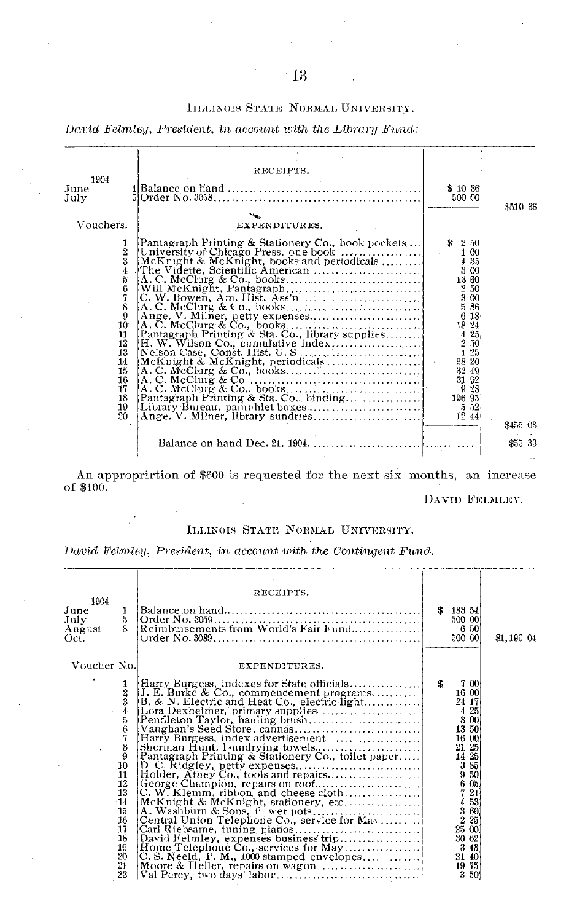ILLINOIS STATE NORMAL UNIVERSITY.

*David Felmley, President, in account with the Library Fund:*

| 1904 | RECEIPTS. | | |
|---|---|---|---|
| June 1 | Balance on hand | $ 10 36 | |
| July 5 | Order No. 3058 | 500 00 | |
| | | | $510 36 |
| Vouchers. | EXPENDITURES. | | |
| 1 | Pantagraph Printing & Stationery Co., book pockets | $ 2 50 | |
| 2 | University of Chicago Press, one book | 1 00 | |
| 3 | McKnight & McKnight, books and periodicals | 4 35 | |
| 4 | The Vidette, Scientific American | 3 00 | |
| 5 | A. C. McClurg & Co., books | 13 60 | |
| 6 | Will McKnight, Pantagraph | 2 50 | |
| 7 | C. W. Bowen, Am. Hist. Ass'n | 3 00 | |
| 8 | A. C. McClurg & Co., books | 5 86 | |
| 9 | Ange. V. Milner, petty expenses | 6 18 | |
| 10 | A. C. McClurg & Co., books | 18 24 | |
| 11 | Pantagraph Printing & Sta. Co., library supplies | 4 25 | |
| 12 | H. W. Wilson Co., cumulative index | 2 50 | |
| 13 | Nelson Case, Const. Hist. U. S | 1 25 | |
| 14 | McKnight & McKnight, periodicals | 98 20 | |
| 15 | A. C. McClurg & Co., books | 32 49 | |
| 16 | A. C. McClurg & Co | 31 92 | |
| 17 | A. C. McClurg & Co., books | 9 28 | |
| 18 | Pantagraph Printing & Sta. Co., binding | 196 95 | |
| 19 | Library Bureau, pamphlet boxes | 5 52 | |
| 20 | Ange. V. Milner, library sundries | 12 44 | |
| | | | $455 03 |
| | Balance on hand Dec. 21, 1904 | | $55 33 |

An appropriirtion of $600 is requested for the next six months, an increase of $100.

DAVID FELMLEY.

ILLINOIS STATE NORMAL UNIVERSITY.

*David Felmley, President, in account with the Contingent Fund.*

| 1904 | RECEIPTS. | | |
|---|---|---|---|
| June 1 | Balance on hand | $ 183 54 | |
| July 5 | Order No. 3059 | 500 00 | |
| August 8 | Reimbursements from World's Fair Fund | 6 50 | |
| Oct. | Order No. 3089 | 500 00 | $1,190 04 |
| Voucher No. | EXPENDITURES. | | |
| 1 | Harry Burgess, indexes for State officials | $ 7 00 | |
| 2 | J. E. Burke & Co., commencement programs | 16 00 | |
| 3 | B. & N. Electric and Heat Co., electric light | 24 17 | |
| 4 | Lora Dexheimer, primary supplies | 4 25 | |
| 5 | Pendleton Taylor, hauling brush | 3 00 | |
| 6 | Vaughan's Seed Store, cannas | 13 50 | |
| 7 | Harry Burgess, index advertisement | 16 00 | |
| 8 | Sherman Hunt, laundrying towels | 21 25 | |
| 9 | Pantagraph Printing & Stationery Co., toilet paper | 14 25 | |
| 10 | D. C. Ridgley, petty expenses | 3 85 | |
| 11 | Holder, Athey Co., tools and repairs | 9 50 | |
| 12 | George Champion, repairs on roof | 6 05 | |
| 13 | C. W. Klemm, ribbon and cheese cloth | 7 21 | |
| 14 | McKnight & McKnight, stationery, etc | 4 53 | |
| 15 | A. Washburn & Sons, flower pots | 3 60 | |
| 16 | Central Union Telephone Co., service for May | 2 25 | |
| 17 | Carl Riebsame, tuning pianos | 25 00 | |
| 18 | David Felmley, expenses business trip | 30 62 | |
| 19 | Home Telephone Co., services for May | 3 43 | |
| 20 | C. S. Neeld, P. M., 1000 stamped envelopes | 21 40 | |
| 21 | Moore & Heller, repairs on wagon | 19 75 | |
| 22 | Val Percy, two days' labor | 3 50 | |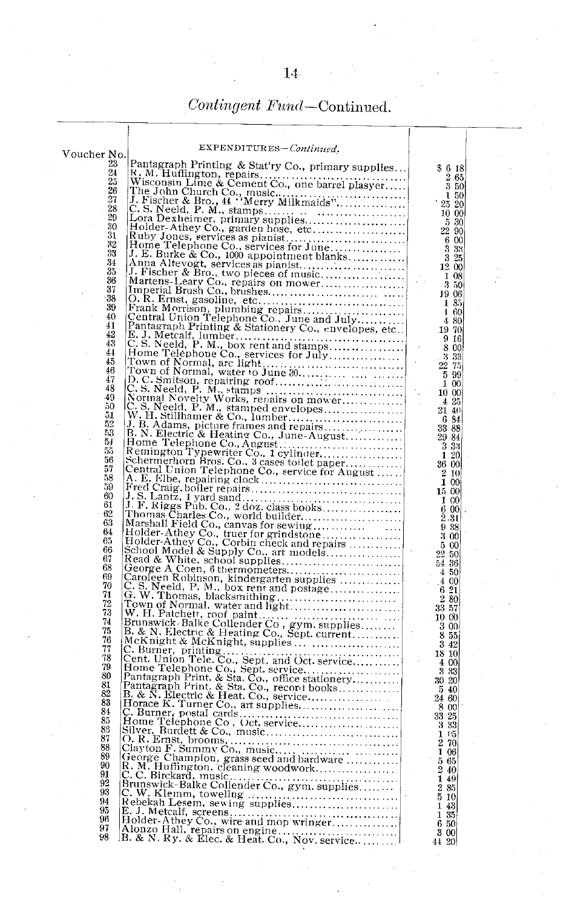## *Contingent Fund*—Continued.

EXPENDITURES—*Continued.*

| Voucher No. | | |
|---|---|---|
| 23 | Pantagraph Printing & Stat'ry Co., primary supplies | $ 6 18 |
| 24 | R. M. Huffington, repairs | 2 65 |
| 25 | Wisconsin Lime & Cement Co., one barrel plasyer | 3 50 |
| 26 | The John Church Co., music | 1 50 |
| 27 | J. Fischer & Bro., 44 "Merry Milkmaids" | 25 20 |
| 28 | C. S. Neeld, P. M., stamps | 10 00 |
| 29 | Lora Dexheimer, primary supplies | 5 30 |
| 30 | Holder-Athey Co., garden hose, etc | 22 90 |
| 31 | Ruby Jones, services as pianist | 6 00 |
| 32 | Home Telephone Co., services for June | 3 33 |
| 33 | J. E. Burke & Co., 1000 appointment blanks | 3 25 |
| 34 | Anna Altevogt, services as pianist | 12 00 |
| 35 | J. Fischer & Bro., two pieces of music | 1 08 |
| 36 | Martens-Leary Co., repairs on mower | 3 50 |
| 37 | Imperial Brush Co., brushes | 19 06 |
| 38 | O. R. Ernst, gasoline, etc | 1 85 |
| 39 | Frank Morrison, plumbing repairs | 1 60 |
| 40 | Central Union Telephone Co., June and July | 4 80 |
| 41 | Pantagraph Printing & Stationery Co., envelopes, etc | 19 70 |
| 42 | E. J. Metcalf, lumber | 9 16 |
| 43 | C. S. Neeld, P. M., box rent and stamps | 8 00 |
| 44 | Home Telephone Co., services for July | 3 33 |
| 45 | Town of Normal, arc light | 22 75 |
| 46 | Town of Normal, water to June 30 | 5 99 |
| 47 | D. C. Smitson, repairing roof | 1 00 |
| 48 | C. S. Neeld, P. M., stamps | 10 00 |
| 49 | Normal Novelty Works, repairs on mower | 4 25 |
| 50 | C. S. Neeld, P. M., stamped envelopes | 21 40 |
| 51 | W. H. Stillhamer & Co., lumber | 6 84 |
| 52 | J. B. Adams, picture frames and repairs | 33 88 |
| 53 | B. N. Electric & Heating Co., June-August | 29 84 |
| 54 | Home Telephone Co., August | 3 33 |
| 55 | Remington Typewriter Co., 1 cylinder | 1 20 |
| 56 | Schermerhorn Bros. Co., 3 cases toilet paper | 36 00 |
| 57 | Central Union Telephone Co., service for August | 2 10 |
| 58 | A. E. Elbe, repairing clock | 1 00 |
| 59 | Fred Craig, boiler repairs | 15 00 |
| 60 | J. S. Lantz, 1 yard sand | 1 00 |
| 61 | J. F. Riggs Pub. Co., 2 doz. class books | 6 00 |
| 62 | Thomas Charles Co., world builder | 2 31 |
| 63 | Marshall Field Co., canvas for sewing | 9 38 |
| 64 | Holder-Athey Co., truer for grindstone | 3 00 |
| 65 | Holder-Athey Co., Corbin check and repairs | 5 00 |
| 66 | School Model & Supply Co., art models | 22 50 |
| 67 | Read & White, school supplies | 54 36 |
| 68 | George A Coen, 6 thermometers | 4 50 |
| 69 | Caroleen Robinson, kindergarten supplies | 4 00 |
| 70 | C. S. Neeld, P. M., box rent and postage | 6 21 |
| 71 | G. W. Thomas, blacksmithing | 2 80 |
| 72 | Town of Normal, water and light | 33 57 |
| 73 | W. H. Patchett, roof paint | 10 00 |
| 74 | Brunswick-Balke Collender Co, gym. supplies | 3 00 |
| 75 | B. & N. Electric & Heating Co., Sept. current | 8 55 |
| 76 | McKnight & McKnight, supplies | 3 42 |
| 77 | C. Burner, printing | 18 10 |
| 78 | Cent. Union Tele. Co., Sept. and Oct. service | 4 00 |
| 79 | Home Telephone Co., Sept. service | 3 33 |
| 80 | Pantagraph Print. & Sta. Co., office stationery | 30 20 |
| 81 | Pantagraph Print. & Sta. Co., record books | 5 40 |
| 82 | B. & N. Electric & Heat. Co., service | 24 60 |
| 83 | Horace K. Turner Co., art supplies | 8 00 |
| 84 | C. Burner, postal cards | 33 25 |
| 85 | Home Telephone Co, Oct. service | 3 33 |
| 86 | Silver, Burdett & Co., music | 1 05 |
| 87 | O. R. Ernst, brooms | 2 70 |
| 88 | Clayton F. Summy Co., music | 1 06 |
| 89 | George Champion, grass seed and hardware | 5 65 |
| 90 | R. M. Huffington, cleaning woodwork | 2 40 |
| 91 | C. C. Birckard, music | 1 49 |
| 92 | Brunswick-Balke Collender Co., gym. supplies | 2 85 |
| 93 | C. W. Klemm, toweling | 5 10 |
| 94 | Rebekah Lesem, sewing supplies | 1 43 |
| 95 | E. J. Metcalf, screens | 1 35 |
| 96 | Holder-Athey Co., wire and mop wringer | 6 50 |
| 97 | Alonzo Hall, repairs on engine | 3 00 |
| 98 | B. & N. Ry. & Elec. & Heat. Co., Nov. service | 44 20 |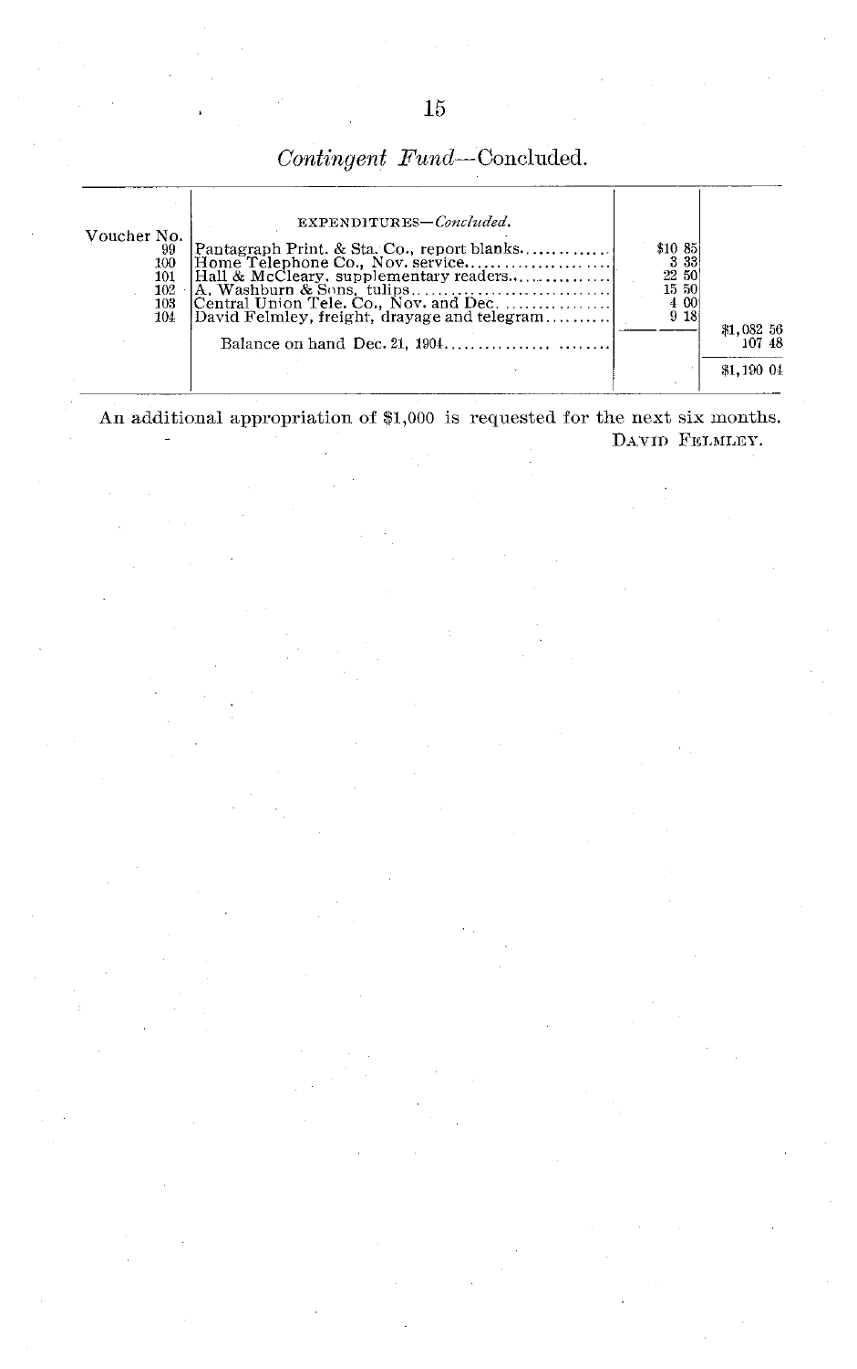## *Contingent Fund*—Concluded.

| Voucher No. | EXPENDITURES—*Concluded.* | | |
|---|---|---|---|
| 99 | Pantagraph Print. & Sta. Co., report blanks | $10 85 | |
| 100 | Home Telephone Co., Nov. service | 3 33 | |
| 101 | Hall & McCleary, supplementary readers | 22 50 | |
| 102 | A. Washburn & Sons, tulips | 15 50 | |
| 103 | Central Union Tele. Co., Nov. and Dec. | 4 00 | |
| 104 | David Felmley, freight, drayage and telegram | 9 18 | |
| | | | $1,082 56 |
| | Balance on hand Dec. 21, 1904 | | 107 48 |
| | | | $1,190 04 |

An additional appropriation of $1,000 is requested for the next six months.

DAVID FELMLEY.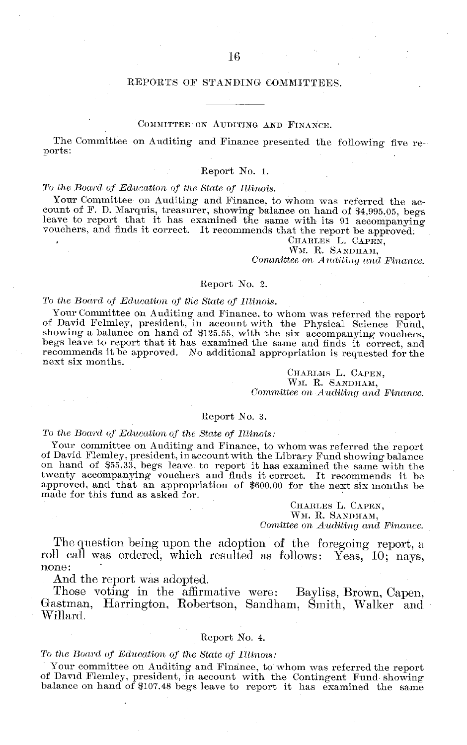## REPORTS OF STANDING COMMITTEES.

### COMMITTEE ON AUDITING AND FINANCE.

The Committee on Auditing and Finance presented the following five reports:

#### Report No. 1.

*To the Board of Education of the State of Illinois.*

Your Committee on Auditing and Finance, to whom was referred the account of F. D. Marquis, treasurer, showing balance on hand of $4,995.05, begs leave to report that it has examined the same with its 91 accompanying vouchers, and finds it correct. It recommends that the report be approved.

CHARLES L. CAPEN,
WM. R. SANDHAM,
*Committee on Auditing and Finance.*

#### Report No. 2.

*To the Board of Education of the State of Illinois.*

Your Committee on Auditing and Finance, to whom was referred the report of David Felmley, president, in account with the Physical Science Fund, showing a balance on hand of $125.55, with the six accompanying vouchers, begs leave to report that it has examined the same and finds it correct, and recommends it be approved. No additional appropriation is requested for the next six months.

CHARLMS L. CAPEN,
WM. R. SANDHAM,
*Committee on Auditing and Finance.*

#### Report No. 3.

*To the Board of Education of the State of Illinois:*

Your committee on Auditing and Finance, to whom was referred the report of David Flemley, president, in account with the Library Fund showing balance on hand of $55.33, begs leave to report it has examined the same with the twenty accompanying vouchers and finds it correct. It recommends it be approved, and that an appropriation of $600.00 for the next six months be made for this fund as asked for.

CHARLES L. CAPEN,
WM. R. SANDHAM,
*Comittee on Auditing and Finance.*

The question being upon the adoption of the foregoing report, a roll call was ordered, which resulted as follows: Yeas, 10; nays, none:

And the report was adopted.

Those voting in the affirmative were: Bayliss, Brown, Capen, Gastman, Harrington, Robertson, Sandham, Smith, Walker and Willard.

#### Report No. 4.

*To the Board of Education of the State of Illinois:*

Your committee on Auditing and Finance, to whom was referred the report of David Flemley, president, in account with the Contingent Fund showing balance on hand of $107.48 begs leave to report it has examined the same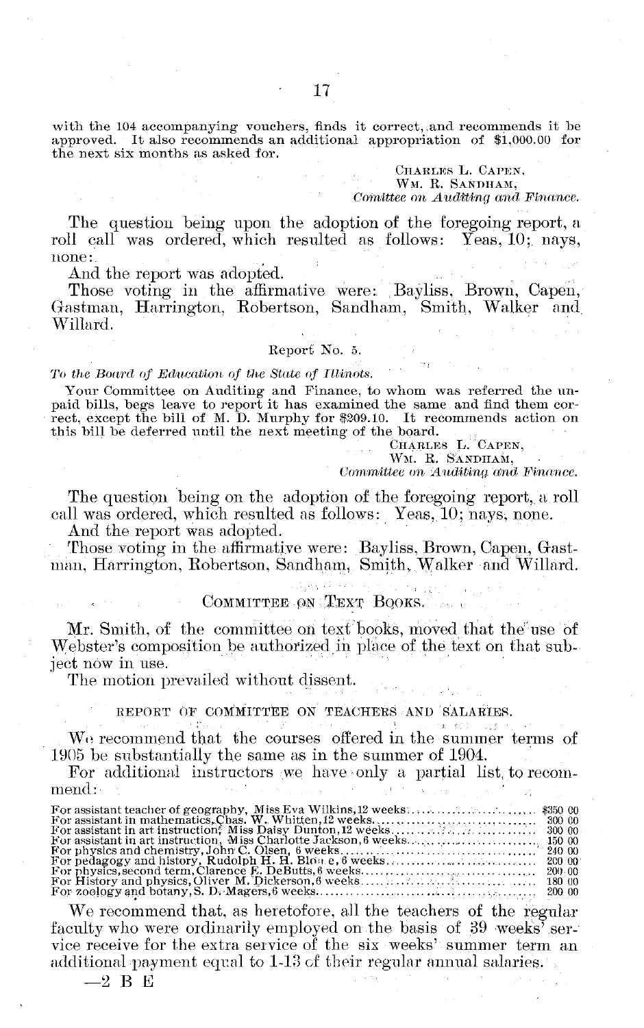with the 104 accompanying vouchers, finds it correct, and recommends it be approved. It also recommends an additional appropriation of $1,000.00 for the next six months as asked for.

CHARLES L. CAPEN,
WM. R. SANDHAM,
*Comittee on Auditing and Finance.*

The question being upon the adoption of the foregoing report, a roll call was ordered, which resulted as follows: Yeas, 10; nays, none:

And the report was adopted.

Those voting in the affirmative were: Bayliss, Brown, Capen, Gastman, Harrington, Robertson, Sandham, Smith, Walker and Willard.

Report No. 5.

*To the Board of Education of the State of Illinois.*

Your Committee on Auditing and Finance, to whom was referred the unpaid bills, begs leave to report it has examined the same and find them correct, except the bill of M. D. Murphy for $209.10. It recommends action on this bill be deferred until the next meeting of the board.

CHARLES L. CAPEN,
WM. R. SANDHAM,
*Committee on Auditing and Finance.*

The question being on the adoption of the foregoing report, a roll call was ordered, which resulted as follows: Yeas, 10; nays, none.

And the report was adopted.

Those voting in the affirmative were: Bayliss, Brown, Capen, Gastman, Harrington, Robertson, Sandham, Smith, Walker and Willard.

## COMMITTEE ON TEXT BOOKS.

Mr. Smith, of the committee on text books, moved that the use of Webster's composition be authorized in place of the text on that subject now in use.

The motion prevailed without dissent.

## REPORT OF COMMITTEE ON TEACHERS AND SALARIES.

We recommend that the courses offered in the summer terms of 1905 be substantially the same as in the summer of 1904.

For additional instructors we have only a partial list, to recommend:

| | |
|---|---|
| For assistant teacher of geography, Miss Eva Wilkins, 12 weeks | $350 00 |
| For assistant in mathematics, Chas. W. Whitten, 12 weeks | 300 00 |
| For assistant in art instruction, Miss Daisy Dunton, 12 weeks | 300 00 |
| For assistant in art instruction, Miss Charlotte Jackson, 6 weeks | 150 00 |
| For physics and chemistry, John C. Olsen, 6 weeks | 240 00 |
| For pedagogy and history, Rudolph H. H. Blome, 6 weeks | 200 00 |
| For physics, second term, Clarence F. DeButts, 6 weeks | 200 00 |
| For History and physics, Oliver M. Dickerson, 6 weeks | 180 00 |
| For zoology and botany, S. D. Magers, 6 weeks | 200 00 |

We recommend that, as heretofore, all the teachers of the regular faculty who were ordinarily employed on the basis of 39 weeks' service receive for the extra service of the six weeks' summer term an additional payment equal to 1-13 of their regular annual salaries.

—2 B E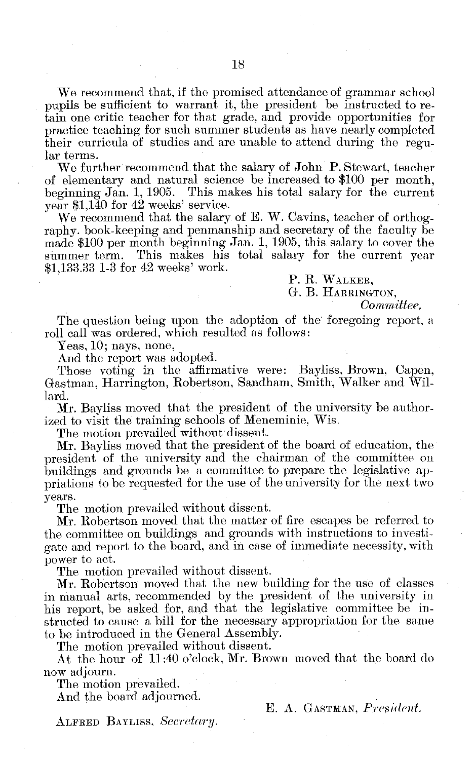We recommend that, if the promised attendance of grammar school pupils be sufficient to warrant it, the president be instructed to retain one critic teacher for that grade, and provide opportunities for practice teaching for such summer students as have nearly completed their curricula of studies and are unable to attend during the regular terms.

We further recommend that the salary of John P. Stewart, teacher of elementary and natural science be increased to $100 per month, beginning Jan. 1, 1905. This makes his total salary for the current year $1,140 for 42 weeks' service.

We recommend that the salary of E. W. Cavins, teacher of orthography. book-keeping and penmanship and secretary of the faculty be made $100 per month beginning Jan. 1, 1905, this salary to cover the summer term. This makes his total salary for the current year $1,133.33 1-3 for 42 weeks' work.

P. R. WALKER,
G. B. HARRINGTON,
*Committee.*

The question being upon the adoption of the foregoing report, a roll call was ordered, which resulted as follows:

Yeas, 10; nays, none,

And the report was adopted.

Those voting in the affirmative were: Bayliss, Brown, Capen, Gastman, Harrington, Robertson, Sandham, Smith, Walker and Willard.

Mr. Bayliss moved that the president of the university be authorized to visit the training schools of Meneminie, Wis.

The motion prevailed without dissent.

Mr. Bayliss moved that the president of the board of education, the president of the university and the chairman of the committee on buildings and grounds be a committee to prepare the legislative appriations to be requested for the use of the university for the next two years.

The motion prevailed without dissent.

Mr. Robertson moved that the matter of fire escapes be referred to the committee on buildings and grounds with instructions to investigate and report to the board, and in case of immediate necessity, with power to act.

The motion prevailed without dissent.

Mr. Robertson moved that the new building for the use of classes in manual arts, recommended by the president of the university in his report, be asked for, and that the legislative committee be instructed to cause a bill for the necessary appropriation for the same to be introduced in the General Assembly.

The motion prevailed without dissent.

At the hour of 11:40 o'clock, Mr. Brown moved that the board do now adjourn.

The motion prevailed.

And the board adjourned.

E. A. GASTMAN, *President.*

ALFRED BAYLISS, *Secretary.*